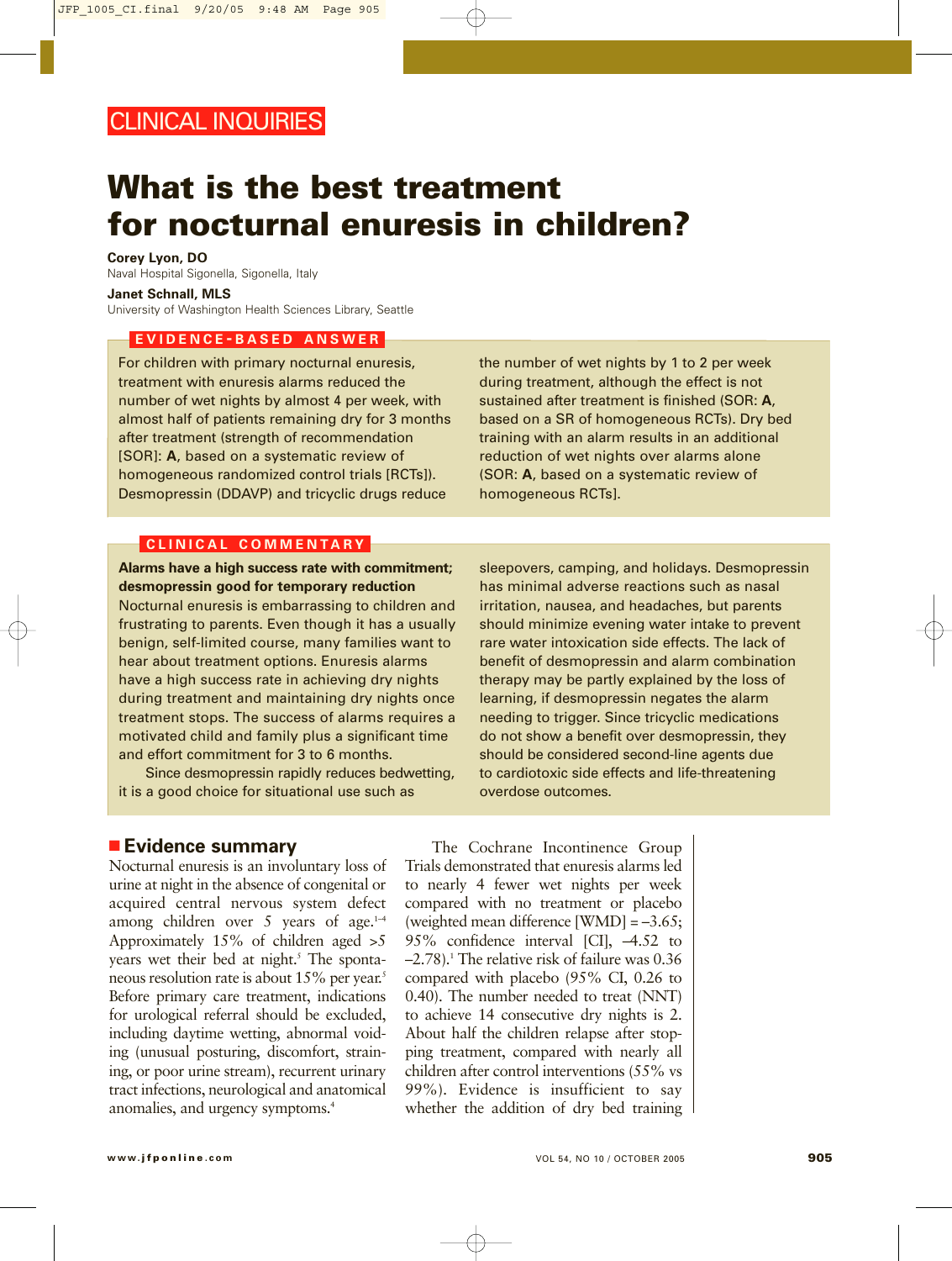CLINICAL INQUIRIES

# What is the best treatment for nocturnal enuresis in children?

**Corey Lyon, DO**
Naval Hospital Sigonella, Sigonella, Italy

**Janet Schnall, MLS**
University of Washington Health Sciences Library, Seattle

## EVIDENCE-BASED ANSWER

For children with primary nocturnal enuresis, treatment with enuresis alarms reduced the number of wet nights by almost 4 per week, with almost half of patients remaining dry for 3 months after treatment (strength of recommendation [SOR]: **A**, based on a systematic review of homogeneous randomized control trials [RCTs]). Desmopressin (DDAVP) and tricyclic drugs reduce the number of wet nights by 1 to 2 per week during treatment, although the effect is not sustained after treatment is finished (SOR: **A**, based on a SR of homogeneous RCTs). Dry bed training with an alarm results in an additional reduction of wet nights over alarms alone (SOR: **A**, based on a systematic review of homogeneous RCTs].

## CLINICAL COMMENTARY

**Alarms have a high success rate with commitment; desmopressin good for temporary reduction**

Nocturnal enuresis is embarrassing to children and frustrating to parents. Even though it has a usually benign, self-limited course, many families want to hear about treatment options. Enuresis alarms have a high success rate in achieving dry nights during treatment and maintaining dry nights once treatment stops. The success of alarms requires a motivated child and family plus a significant time and effort commitment for 3 to 6 months.

Since desmopressin rapidly reduces bedwetting, it is a good choice for situational use such as sleepovers, camping, and holidays. Desmopressin has minimal adverse reactions such as nasal irritation, nausea, and headaches, but parents should minimize evening water intake to prevent rare water intoxication side effects. The lack of benefit of desmopressin and alarm combination therapy may be partly explained by the loss of learning, if desmopressin negates the alarm needing to trigger. Since tricyclic medications do not show a benefit over desmopressin, they should be considered second-line agents due to cardiotoxic side effects and life-threatening overdose outcomes.

## Evidence summary

Nocturnal enuresis is an involuntary loss of urine at night in the absence of congenital or acquired central nervous system defect among children over 5 years of age.[1–4] Approximately 15% of children aged >5 years wet their bed at night.[5] The spontaneous resolution rate is about 15% per year.[5] Before primary care treatment, indications for urological referral should be excluded, including daytime wetting, abnormal voiding (unusual posturing, discomfort, straining, or poor urine stream), recurrent urinary tract infections, neurological and anatomical anomalies, and urgency symptoms.[4]

The Cochrane Incontinence Group Trials demonstrated that enuresis alarms led to nearly 4 fewer wet nights per week compared with no treatment or placebo (weighted mean difference [WMD] = –3.65; 95% confidence interval [CI], –4.52 to –2.78).[1] The relative risk of failure was 0.36 compared with placebo (95% CI, 0.26 to 0.40). The number needed to treat (NNT) to achieve 14 consecutive dry nights is 2. About half the children relapse after stopping treatment, compared with nearly all children after control interventions (55% vs 99%). Evidence is insufficient to say whether the addition of dry bed training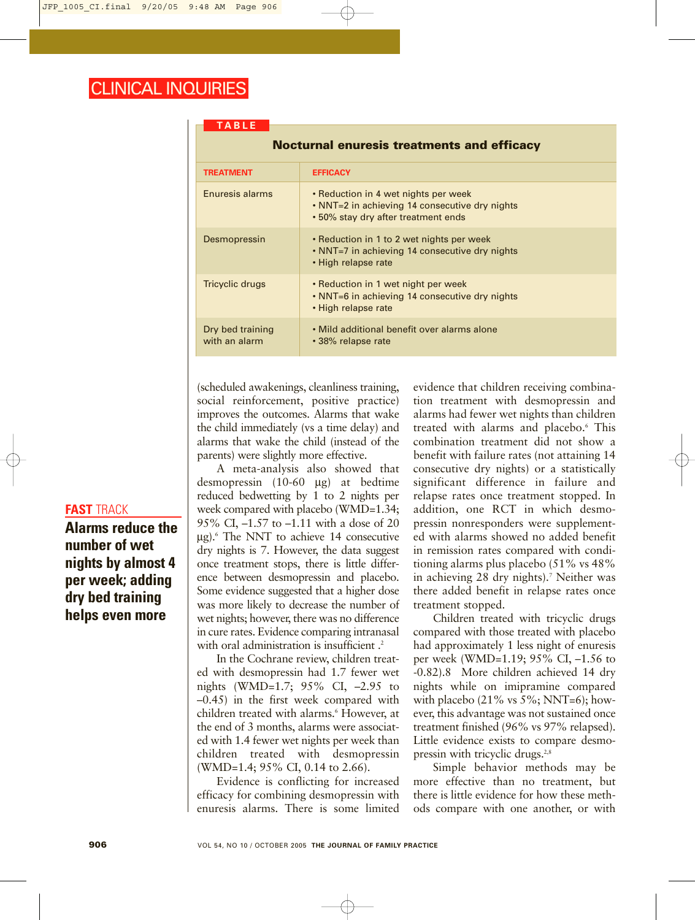**TABLE**

**Nocturnal enuresis treatments and efficacy**

| TREATMENT | EFFICACY |
|---|---|
| Enuresis alarms | • Reduction in 4 wet nights per week<br>• NNT=2 in achieving 14 consecutive dry nights<br>• 50% stay dry after treatment ends |
| Desmopressin | • Reduction in 1 to 2 wet nights per week<br>• NNT=7 in achieving 14 consecutive dry nights<br>• High relapse rate |
| Tricyclic drugs | • Reduction in 1 wet night per week<br>• NNT=6 in achieving 14 consecutive dry nights<br>• High relapse rate |
| Dry bed training with an alarm | • Mild additional benefit over alarms alone<br>• 38% relapse rate |

(scheduled awakenings, cleanliness training, social reinforcement, positive practice) improves the outcomes. Alarms that wake the child immediately (vs a time delay) and alarms that wake the child (instead of the parents) were slightly more effective.

A meta-analysis also showed that desmopressin (10-60 μg) at bedtime reduced bedwetting by 1 to 2 nights per week compared with placebo (WMD=1.34; 95% CI, –1.57 to –1.11 with a dose of 20 μg).[6] The NNT to achieve 14 consecutive dry nights is 7. However, the data suggest once treatment stops, there is little difference between desmopressin and placebo. Some evidence suggested that a higher dose was more likely to decrease the number of wet nights; however, there was no difference in cure rates. Evidence comparing intranasal with oral administration is insufficient .[2]

**FAST TRACK**

**Alarms reduce the number of wet nights by almost 4 per week; adding dry bed training helps even more**

In the Cochrane review, children treated with desmopressin had 1.7 fewer wet nights (WMD=1.7; 95% CI, –2.95 to –0.45) in the first week compared with children treated with alarms.[6] However, at the end of 3 months, alarms were associated with 1.4 fewer wet nights per week than children treated with desmopressin (WMD=1.4; 95% CI, 0.14 to 2.66).

Evidence is conflicting for increased efficacy for combining desmopressin with enuresis alarms. There is some limited evidence that children receiving combination treatment with desmopressin and alarms had fewer wet nights than children treated with alarms and placebo.[6] This combination treatment did not show a benefit with failure rates (not attaining 14 consecutive dry nights) or a statistically significant difference in failure and relapse rates once treatment stopped. In addition, one RCT in which desmopressin nonresponders were supplemented with alarms showed no added benefit in remission rates compared with conditioning alarms plus placebo (51% vs 48% in achieving 28 dry nights).[7] Neither was there added benefit in relapse rates once treatment stopped.

Children treated with tricyclic drugs compared with those treated with placebo had approximately 1 less night of enuresis per week (WMD=1.19; 95% CI, –1.56 to -0.82).8 More children achieved 14 dry nights while on imipramine compared with placebo (21% vs 5%; NNT=6); however, this advantage was not sustained once treatment finished (96% vs 97% relapsed). Little evidence exists to compare desmopressin with tricyclic drugs.[2,8]

Simple behavior methods may be more effective than no treatment, but there is little evidence for how these methods compare with one another, or with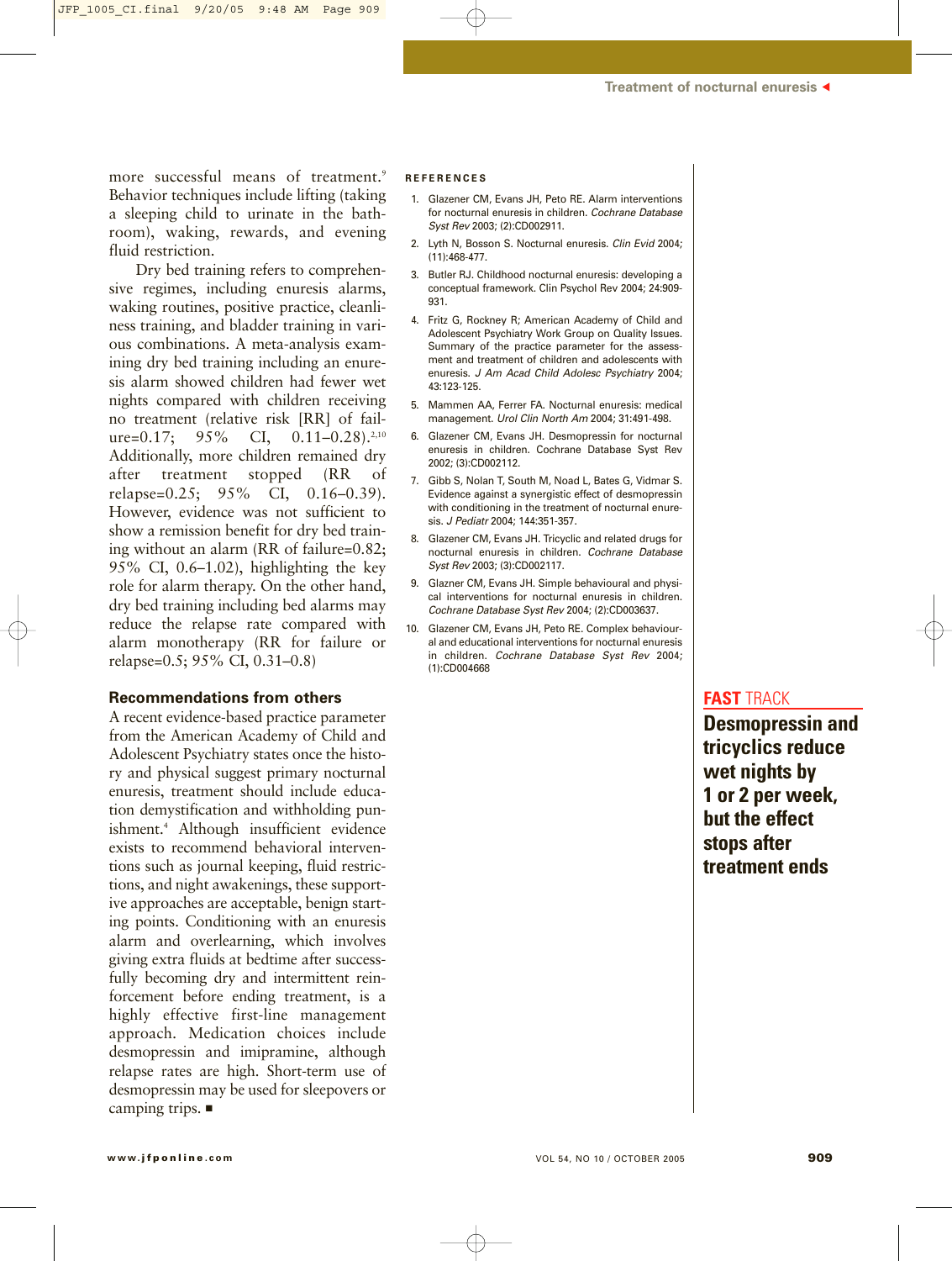more successful means of treatment.[9] Behavior techniques include lifting (taking a sleeping child to urinate in the bathroom), waking, rewards, and evening fluid restriction.

Dry bed training refers to comprehensive regimes, including enuresis alarms, waking routines, positive practice, cleanliness training, and bladder training in various combinations. A meta-analysis examining dry bed training including an enuresis alarm showed children had fewer wet nights compared with children receiving no treatment (relative risk [RR] of failure=0.17; 95% CI, 0.11–0.28).[2,10] Additionally, more children remained dry after treatment stopped (RR of relapse=0.25; 95% CI, 0.16–0.39). However, evidence was not sufficient to show a remission benefit for dry bed training without an alarm (RR of failure=0.82; 95% CI, 0.6–1.02), highlighting the key role for alarm therapy. On the other hand, dry bed training including bed alarms may reduce the relapse rate compared with alarm monotherapy (RR for failure or relapse=0.5; 95% CI, 0.31–0.8)

### Recommendations from others

A recent evidence-based practice parameter from the American Academy of Child and Adolescent Psychiatry states once the history and physical suggest primary nocturnal enuresis, treatment should include education demystification and withholding punishment.[4] Although insufficient evidence exists to recommend behavioral interventions such as journal keeping, fluid restrictions, and night awakenings, these supportive approaches are acceptable, benign starting points. Conditioning with an enuresis alarm and overlearning, which involves giving extra fluids at bedtime after successfully becoming dry and intermittent reinforcement before ending treatment, is a highly effective first-line management approach. Medication choices include desmopressin and imipramine, although relapse rates are high. Short-term use of desmopressin may be used for sleepovers or camping trips. ■

## REFERENCES

1. Glazener CM, Evans JH, Peto RE. Alarm interventions for nocturnal enuresis in children. *Cochrane Database Syst Rev* 2003; (2):CD002911.
2. Lyth N, Bosson S. Nocturnal enuresis. *Clin Evid* 2004; (11):468-477.
3. Butler RJ. Childhood nocturnal enuresis: developing a conceptual framework. Clin Psychol Rev 2004; 24:909-931.
4. Fritz G, Rockney R; American Academy of Child and Adolescent Psychiatry Work Group on Quality Issues. Summary of the practice parameter for the assessment and treatment of children and adolescents with enuresis. *J Am Acad Child Adolesc Psychiatry* 2004; 43:123-125.
5. Mammen AA, Ferrer FA. Nocturnal enuresis: medical management. *Urol Clin North Am* 2004; 31:491-498.
6. Glazener CM, Evans JH. Desmopressin for nocturnal enuresis in children. Cochrane Database Syst Rev 2002; (3):CD002112.
7. Gibb S, Nolan T, South M, Noad L, Bates G, Vidmar S. Evidence against a synergistic effect of desmopressin with conditioning in the treatment of nocturnal enuresis. *J Pediatr* 2004; 144:351-357.
8. Glazener CM, Evans JH. Tricyclic and related drugs for nocturnal enuresis in children. *Cochrane Database Syst Rev* 2003; (3):CD002117.
9. Glazner CM, Evans JH. Simple behavioural and physical interventions for nocturnal enuresis in children. *Cochrane Database Syst Rev* 2004; (2):CD003637.
10. Glazener CM, Evans JH, Peto RE. Complex behavioural and educational interventions for nocturnal enuresis in children. *Cochrane Database Syst Rev* 2004; (1):CD004668

**FAST TRACK**

**Desmopressin and tricyclics reduce wet nights by 1 or 2 per week, but the effect stops after treatment ends**